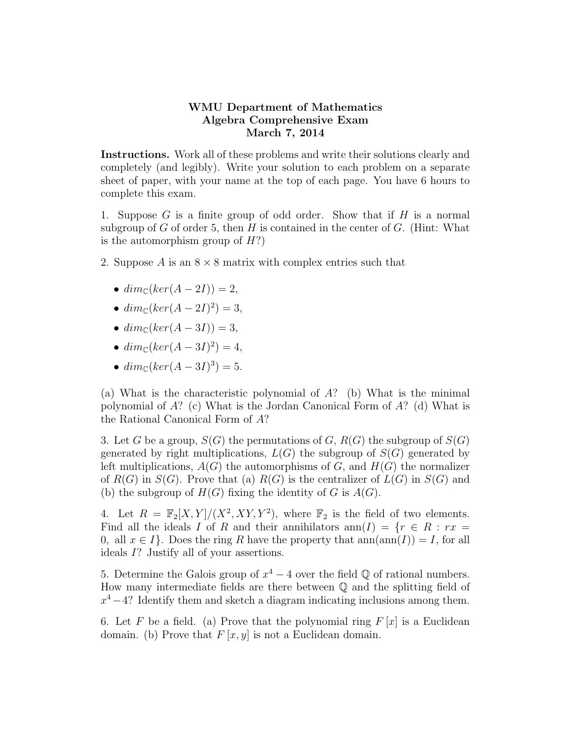# WMU Department of Mathematics
## Algebra Comprehensive Exam
### March 7, 2014

**Instructions.** Work all of these problems and write their solutions clearly and completely (and legibly). Write your solution to each problem on a separate sheet of paper, with your name at the top of each page. You have 6 hours to complete this exam.

1. Suppose $G$ is a finite group of odd order. Show that if $H$ is a normal subgroup of $G$ of order 5, then $H$ is contained in the center of $G$. (Hint: What is the automorphism group of $H$?)

2. Suppose $A$ is an $8 \times 8$ matrix with complex entries such that

- $dim_{\mathbb{C}}(ker(A - 2I)) = 2$,
- $dim_{\mathbb{C}}(ker(A - 2I)^2) = 3$,
- $dim_{\mathbb{C}}(ker(A - 3I)) = 3$,
- $dim_{\mathbb{C}}(ker(A - 3I)^2) = 4$,
- $dim_{\mathbb{C}}(ker(A - 3I)^3) = 5$.

(a) What is the characteristic polynomial of $A$? (b) What is the minimal polynomial of $A$? (c) What is the Jordan Canonical Form of $A$? (d) What is the Rational Canonical Form of $A$?

3. Let $G$ be a group, $S(G)$ the permutations of $G$, $R(G)$ the subgroup of $S(G)$ generated by right multiplications, $L(G)$ the subgroup of $S(G)$ generated by left multiplications, $A(G)$ the automorphisms of $G$, and $H(G)$ the normalizer of $R(G)$ in $S(G)$. Prove that (a) $R(G)$ is the centralizer of $L(G)$ in $S(G)$ and (b) the subgroup of $H(G)$ fixing the identity of $G$ is $A(G)$.

4. Let $R = \mathbb{F}_2[X, Y]/(X^2, XY, Y^2)$, where $\mathbb{F}_2$ is the field of two elements. Find all the ideals $I$ of $R$ and their annihilators $\text{ann}(I) = \{r \in R : rx = 0, \text{ all } x \in I\}$. Does the ring $R$ have the property that $\text{ann}(\text{ann}(I)) = I$, for all ideals $I$? Justify all of your assertions.

5. Determine the Galois group of $x^4 - 4$ over the field $\mathbb{Q}$ of rational numbers. How many intermediate fields are there between $\mathbb{Q}$ and the splitting field of $x^4 - 4$? Identify them and sketch a diagram indicating inclusions among them.

6. Let $F$ be a field. (a) Prove that the polynomial ring $F[x]$ is a Euclidean domain. (b) Prove that $F[x, y]$ is not a Euclidean domain.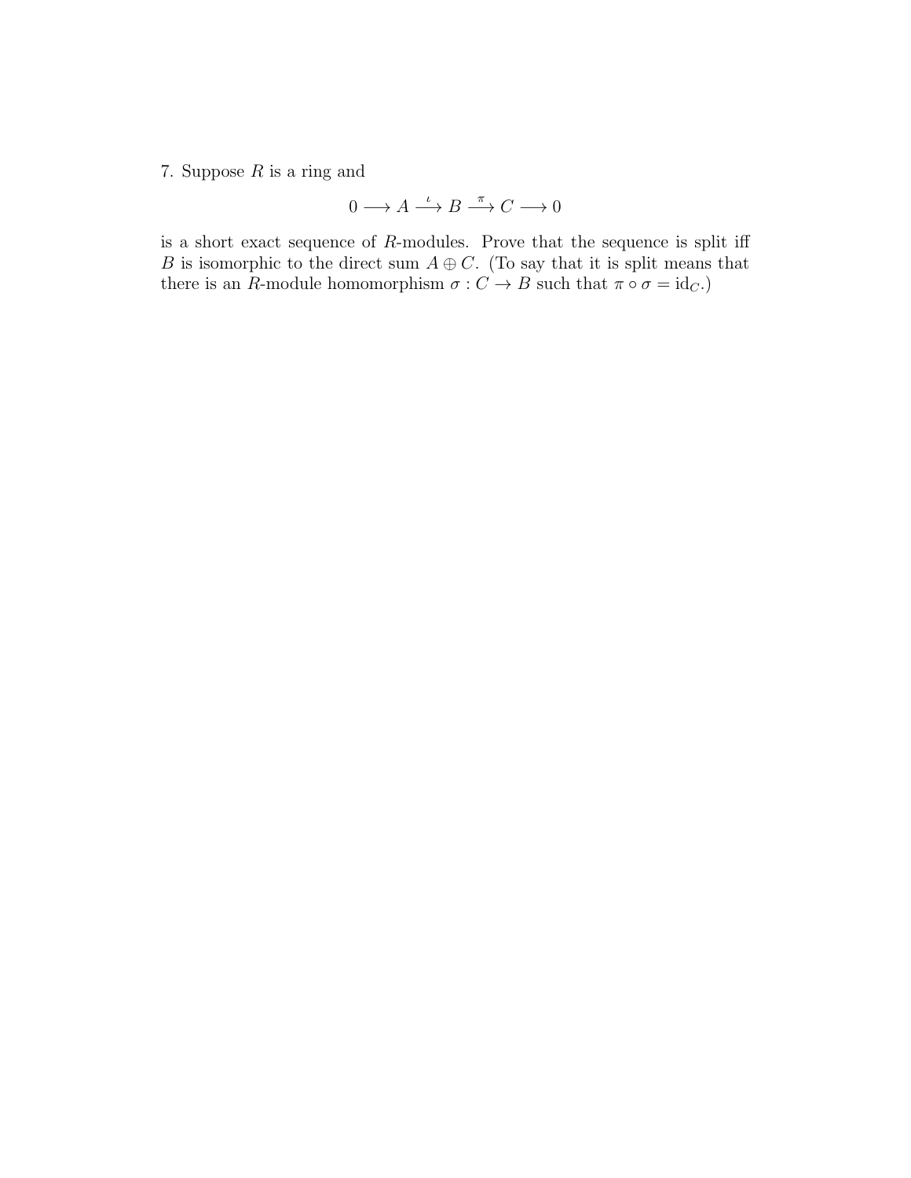7. Suppose $R$ is a ring and

$$0 \longrightarrow A \stackrel{\iota}{\longrightarrow} B \stackrel{\pi}{\longrightarrow} C \longrightarrow 0$$

is a short exact sequence of $R$-modules. Prove that the sequence is split iff $B$ is isomorphic to the direct sum $A \oplus C$. (To say that it is split means that there is an $R$-module homomorphism $\sigma : C \to B$ such that $\pi \circ \sigma = \mathrm{id}_C$.)